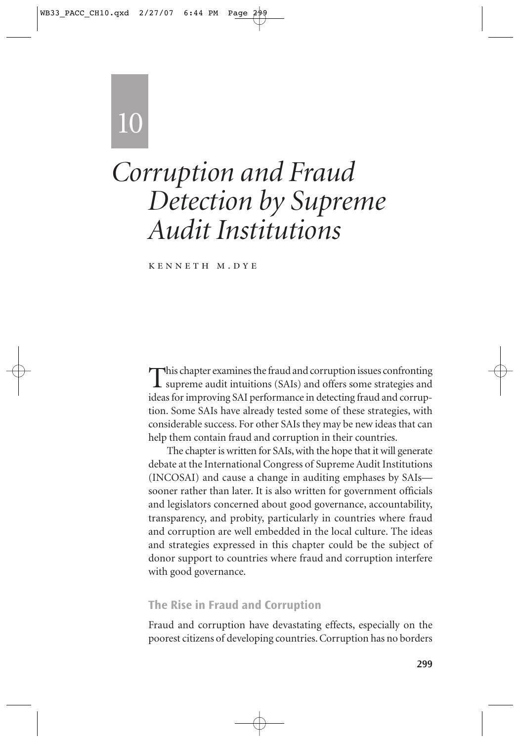# 10

# *Corruption and Fraud Detection by Supreme Audit Institutions*

KENNETH M. DYE

This chapter examines the fraud and corruption issues confronting supreme audit intuitions (SAIs) and offers some strategies and ideas for improving SAI performance in detecting fraud and corruption. Some SAIs have already tested some of these strategies, with considerable success. For other SAIs they may be new ideas that can help them contain fraud and corruption in their countries.

The chapter is written for SAIs, with the hope that it will generate debate at the International Congress of Supreme Audit Institutions (INCOSAI) and cause a change in auditing emphases by SAIs—sooner rather than later. It is also written for government officials and legislators concerned about good governance, accountability, transparency, and probity, particularly in countries where fraud and corruption are well embedded in the local culture. The ideas and strategies expressed in this chapter could be the subject of donor support to countries where fraud and corruption interfere with good governance.

## The Rise in Fraud and Corruption

Fraud and corruption have devastating effects, especially on the poorest citizens of developing countries. Corruption has no borders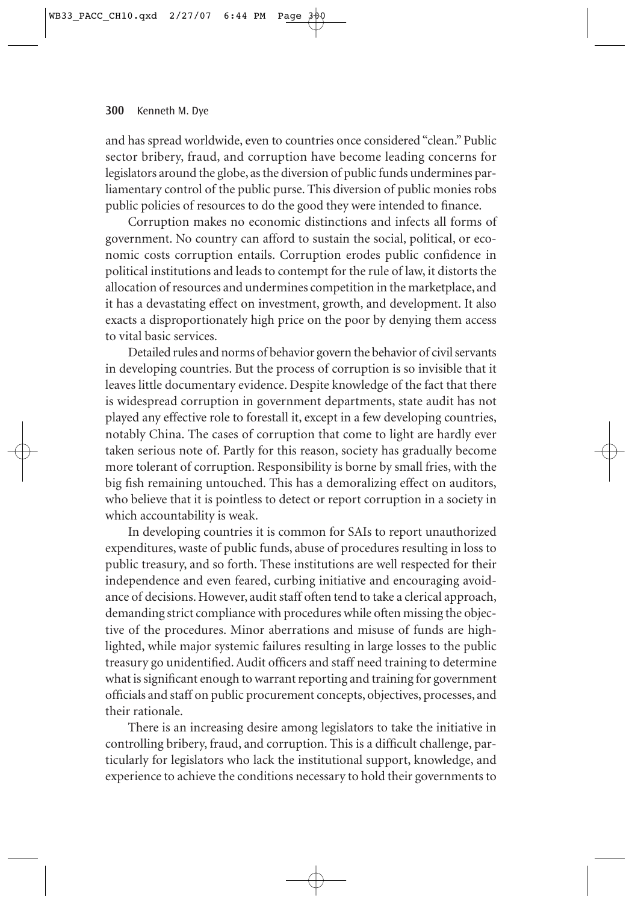and has spread worldwide, even to countries once considered "clean." Public sector bribery, fraud, and corruption have become leading concerns for legislators around the globe, as the diversion of public funds undermines parliamentary control of the public purse. This diversion of public monies robs public policies of resources to do the good they were intended to finance.

Corruption makes no economic distinctions and infects all forms of government. No country can afford to sustain the social, political, or economic costs corruption entails. Corruption erodes public confidence in political institutions and leads to contempt for the rule of law, it distorts the allocation of resources and undermines competition in the marketplace, and it has a devastating effect on investment, growth, and development. It also exacts a disproportionately high price on the poor by denying them access to vital basic services.

Detailed rules and norms of behavior govern the behavior of civil servants in developing countries. But the process of corruption is so invisible that it leaves little documentary evidence. Despite knowledge of the fact that there is widespread corruption in government departments, state audit has not played any effective role to forestall it, except in a few developing countries, notably China. The cases of corruption that come to light are hardly ever taken serious note of. Partly for this reason, society has gradually become more tolerant of corruption. Responsibility is borne by small fries, with the big fish remaining untouched. This has a demoralizing effect on auditors, who believe that it is pointless to detect or report corruption in a society in which accountability is weak.

In developing countries it is common for SAIs to report unauthorized expenditures, waste of public funds, abuse of procedures resulting in loss to public treasury, and so forth. These institutions are well respected for their independence and even feared, curbing initiative and encouraging avoidance of decisions. However, audit staff often tend to take a clerical approach, demanding strict compliance with procedures while often missing the objective of the procedures. Minor aberrations and misuse of funds are highlighted, while major systemic failures resulting in large losses to the public treasury go unidentified. Audit officers and staff need training to determine what is significant enough to warrant reporting and training for government officials and staff on public procurement concepts, objectives, processes, and their rationale.

There is an increasing desire among legislators to take the initiative in controlling bribery, fraud, and corruption. This is a difficult challenge, particularly for legislators who lack the institutional support, knowledge, and experience to achieve the conditions necessary to hold their governments to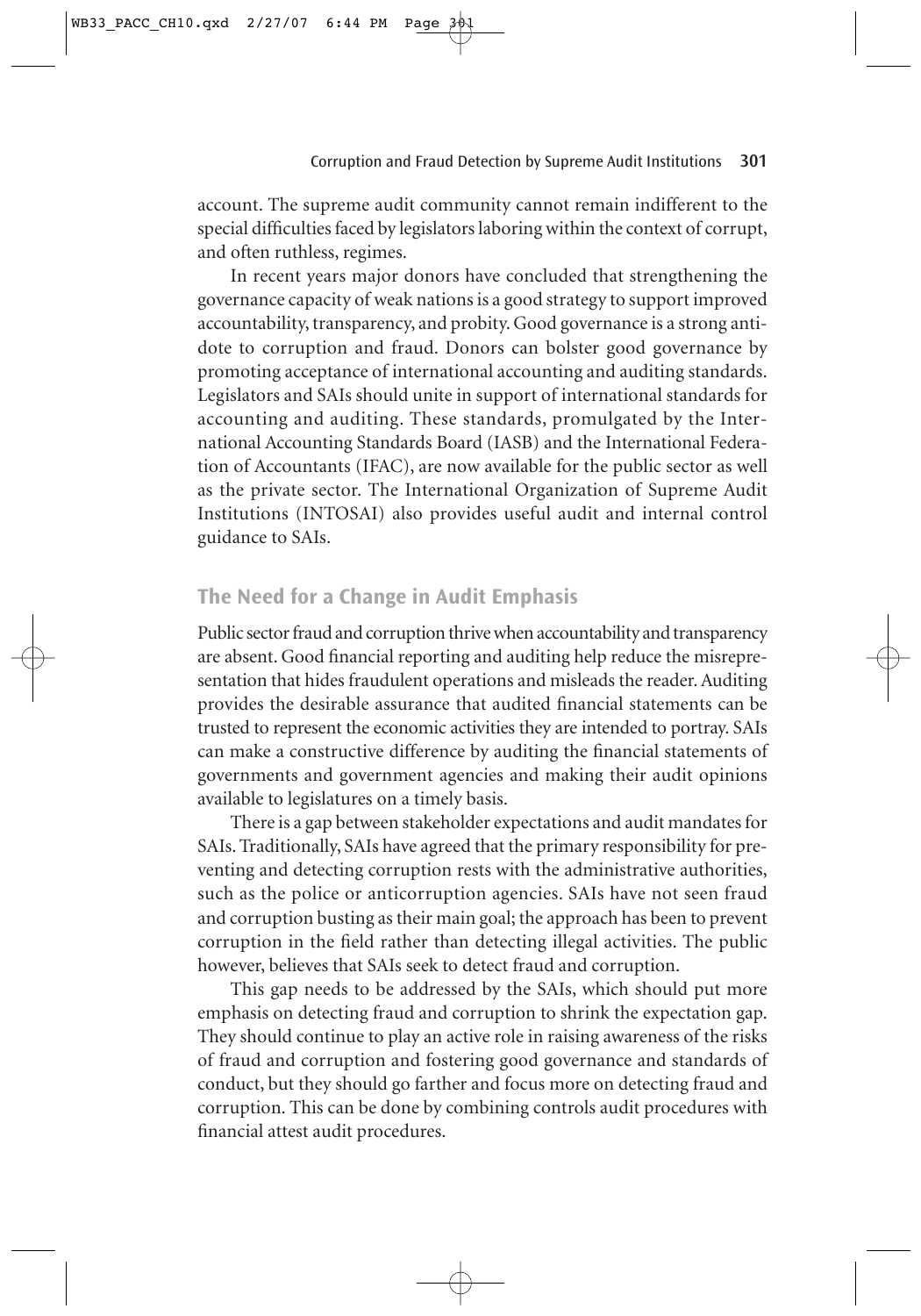account. The supreme audit community cannot remain indifferent to the special difficulties faced by legislators laboring within the context of corrupt, and often ruthless, regimes.

In recent years major donors have concluded that strengthening the governance capacity of weak nations is a good strategy to support improved accountability, transparency, and probity. Good governance is a strong antidote to corruption and fraud. Donors can bolster good governance by promoting acceptance of international accounting and auditing standards. Legislators and SAIs should unite in support of international standards for accounting and auditing. These standards, promulgated by the International Accounting Standards Board (IASB) and the International Federation of Accountants (IFAC), are now available for the public sector as well as the private sector. The International Organization of Supreme Audit Institutions (INTOSAI) also provides useful audit and internal control guidance to SAIs.

## The Need for a Change in Audit Emphasis

Public sector fraud and corruption thrive when accountability and transparency are absent. Good financial reporting and auditing help reduce the misrepresentation that hides fraudulent operations and misleads the reader. Auditing provides the desirable assurance that audited financial statements can be trusted to represent the economic activities they are intended to portray. SAIs can make a constructive difference by auditing the financial statements of governments and government agencies and making their audit opinions available to legislatures on a timely basis.

There is a gap between stakeholder expectations and audit mandates for SAIs. Traditionally, SAIs have agreed that the primary responsibility for preventing and detecting corruption rests with the administrative authorities, such as the police or anticorruption agencies. SAIs have not seen fraud and corruption busting as their main goal; the approach has been to prevent corruption in the field rather than detecting illegal activities. The public however, believes that SAIs seek to detect fraud and corruption.

This gap needs to be addressed by the SAIs, which should put more emphasis on detecting fraud and corruption to shrink the expectation gap. They should continue to play an active role in raising awareness of the risks of fraud and corruption and fostering good governance and standards of conduct, but they should go farther and focus more on detecting fraud and corruption. This can be done by combining controls audit procedures with financial attest audit procedures.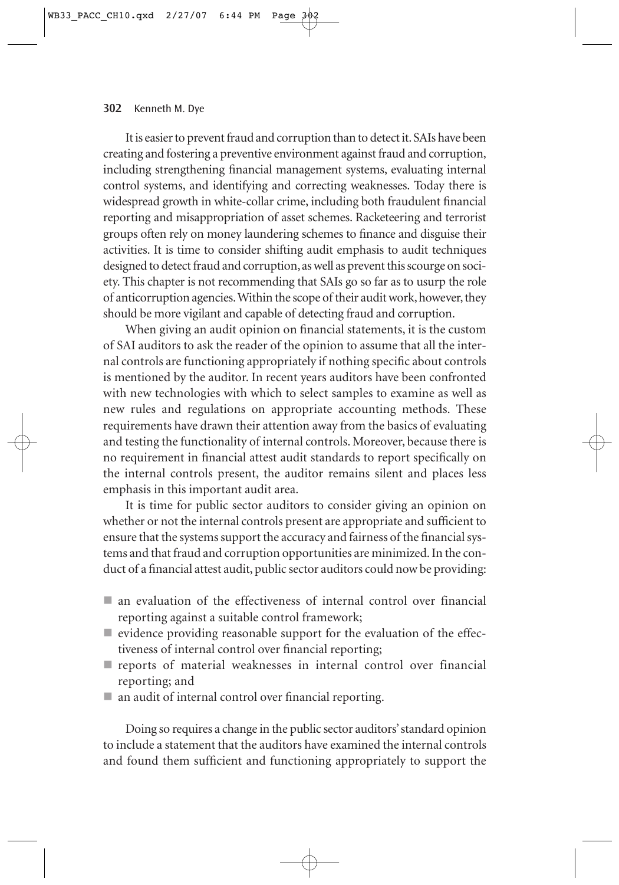It is easier to prevent fraud and corruption than to detect it. SAIs have been creating and fostering a preventive environment against fraud and corruption, including strengthening financial management systems, evaluating internal control systems, and identifying and correcting weaknesses. Today there is widespread growth in white-collar crime, including both fraudulent financial reporting and misappropriation of asset schemes. Racketeering and terrorist groups often rely on money laundering schemes to finance and disguise their activities. It is time to consider shifting audit emphasis to audit techniques designed to detect fraud and corruption, as well as prevent this scourge on society. This chapter is not recommending that SAIs go so far as to usurp the role of anticorruption agencies. Within the scope of their audit work, however, they should be more vigilant and capable of detecting fraud and corruption.

When giving an audit opinion on financial statements, it is the custom of SAI auditors to ask the reader of the opinion to assume that all the internal controls are functioning appropriately if nothing specific about controls is mentioned by the auditor. In recent years auditors have been confronted with new technologies with which to select samples to examine as well as new rules and regulations on appropriate accounting methods. These requirements have drawn their attention away from the basics of evaluating and testing the functionality of internal controls. Moreover, because there is no requirement in financial attest audit standards to report specifically on the internal controls present, the auditor remains silent and places less emphasis in this important audit area.

It is time for public sector auditors to consider giving an opinion on whether or not the internal controls present are appropriate and sufficient to ensure that the systems support the accuracy and fairness of the financial systems and that fraud and corruption opportunities are minimized. In the conduct of a financial attest audit, public sector auditors could now be providing:

- an evaluation of the effectiveness of internal control over financial reporting against a suitable control framework;
- evidence providing reasonable support for the evaluation of the effectiveness of internal control over financial reporting;
- reports of material weaknesses in internal control over financial reporting; and
- an audit of internal control over financial reporting.

Doing so requires a change in the public sector auditors' standard opinion to include a statement that the auditors have examined the internal controls and found them sufficient and functioning appropriately to support the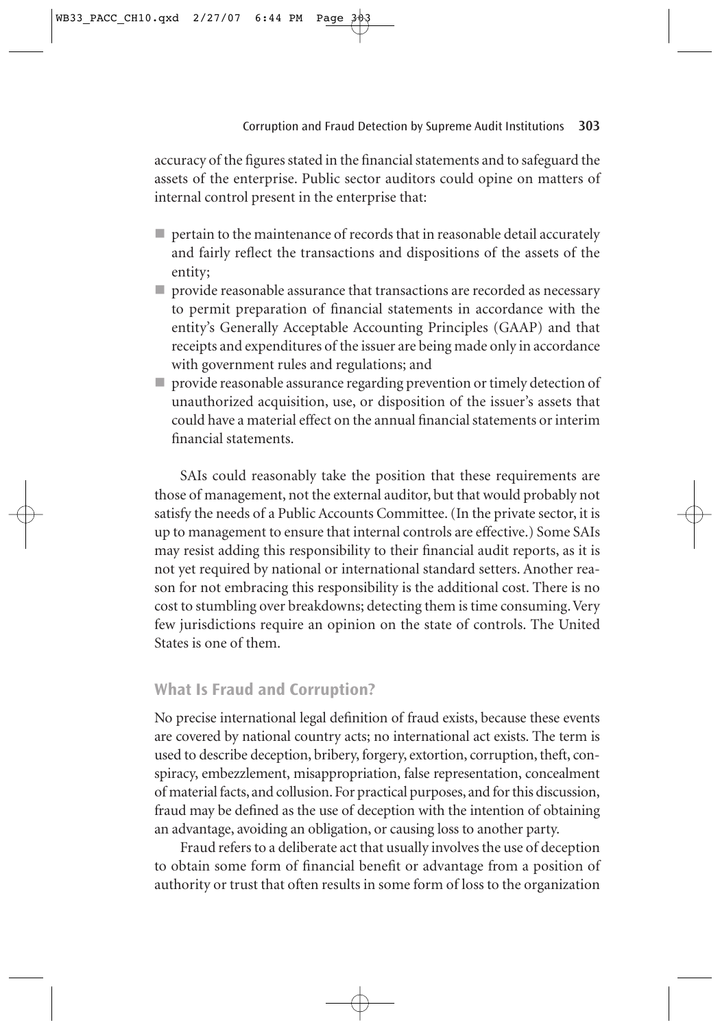accuracy of the figures stated in the financial statements and to safeguard the assets of the enterprise. Public sector auditors could opine on matters of internal control present in the enterprise that:

- pertain to the maintenance of records that in reasonable detail accurately and fairly reflect the transactions and dispositions of the assets of the entity;
- provide reasonable assurance that transactions are recorded as necessary to permit preparation of financial statements in accordance with the entity's Generally Acceptable Accounting Principles (GAAP) and that receipts and expenditures of the issuer are being made only in accordance with government rules and regulations; and
- provide reasonable assurance regarding prevention or timely detection of unauthorized acquisition, use, or disposition of the issuer's assets that could have a material effect on the annual financial statements or interim financial statements.

SAIs could reasonably take the position that these requirements are those of management, not the external auditor, but that would probably not satisfy the needs of a Public Accounts Committee. (In the private sector, it is up to management to ensure that internal controls are effective.) Some SAIs may resist adding this responsibility to their financial audit reports, as it is not yet required by national or international standard setters. Another reason for not embracing this responsibility is the additional cost. There is no cost to stumbling over breakdowns; detecting them is time consuming. Very few jurisdictions require an opinion on the state of controls. The United States is one of them.

## What Is Fraud and Corruption?

No precise international legal definition of fraud exists, because these events are covered by national country acts; no international act exists. The term is used to describe deception, bribery, forgery, extortion, corruption, theft, conspiracy, embezzlement, misappropriation, false representation, concealment of material facts, and collusion. For practical purposes, and for this discussion, fraud may be defined as the use of deception with the intention of obtaining an advantage, avoiding an obligation, or causing loss to another party.

Fraud refers to a deliberate act that usually involves the use of deception to obtain some form of financial benefit or advantage from a position of authority or trust that often results in some form of loss to the organization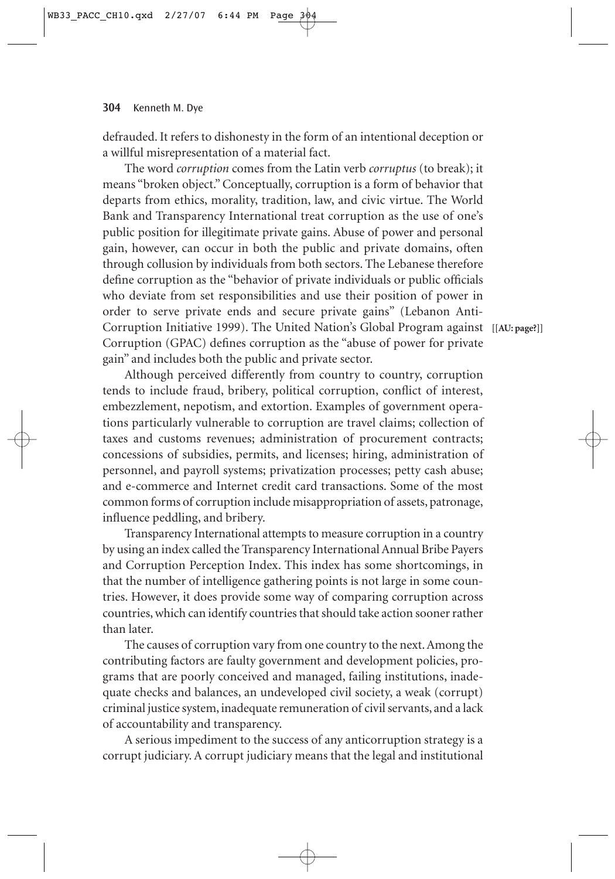defrauded. It refers to dishonesty in the form of an intentional deception or a willful misrepresentation of a material fact.

The word *corruption* comes from the Latin verb *corruptus* (to break); it means "broken object." Conceptually, corruption is a form of behavior that departs from ethics, morality, tradition, law, and civic virtue. The World Bank and Transparency International treat corruption as the use of one's public position for illegitimate private gains. Abuse of power and personal gain, however, can occur in both the public and private domains, often through collusion by individuals from both sectors. The Lebanese therefore define corruption as the "behavior of private individuals or public officials who deviate from set responsibilities and use their position of power in order to serve private ends and secure private gains" (Lebanon Anti-Corruption Initiative 1999). The United Nation's Global Program against Corruption (GPAC) defines corruption as the "abuse of power for private gain" and includes both the public and private sector. [[AU: page?]]

Although perceived differently from country to country, corruption tends to include fraud, bribery, political corruption, conflict of interest, embezzlement, nepotism, and extortion. Examples of government operations particularly vulnerable to corruption are travel claims; collection of taxes and customs revenues; administration of procurement contracts; concessions of subsidies, permits, and licenses; hiring, administration of personnel, and payroll systems; privatization processes; petty cash abuse; and e-commerce and Internet credit card transactions. Some of the most common forms of corruption include misappropriation of assets, patronage, influence peddling, and bribery.

Transparency International attempts to measure corruption in a country by using an index called the Transparency International Annual Bribe Payers and Corruption Perception Index. This index has some shortcomings, in that the number of intelligence gathering points is not large in some countries. However, it does provide some way of comparing corruption across countries, which can identify countries that should take action sooner rather than later.

The causes of corruption vary from one country to the next. Among the contributing factors are faulty government and development policies, programs that are poorly conceived and managed, failing institutions, inadequate checks and balances, an undeveloped civil society, a weak (corrupt) criminal justice system, inadequate remuneration of civil servants, and a lack of accountability and transparency.

A serious impediment to the success of any anticorruption strategy is a corrupt judiciary. A corrupt judiciary means that the legal and institutional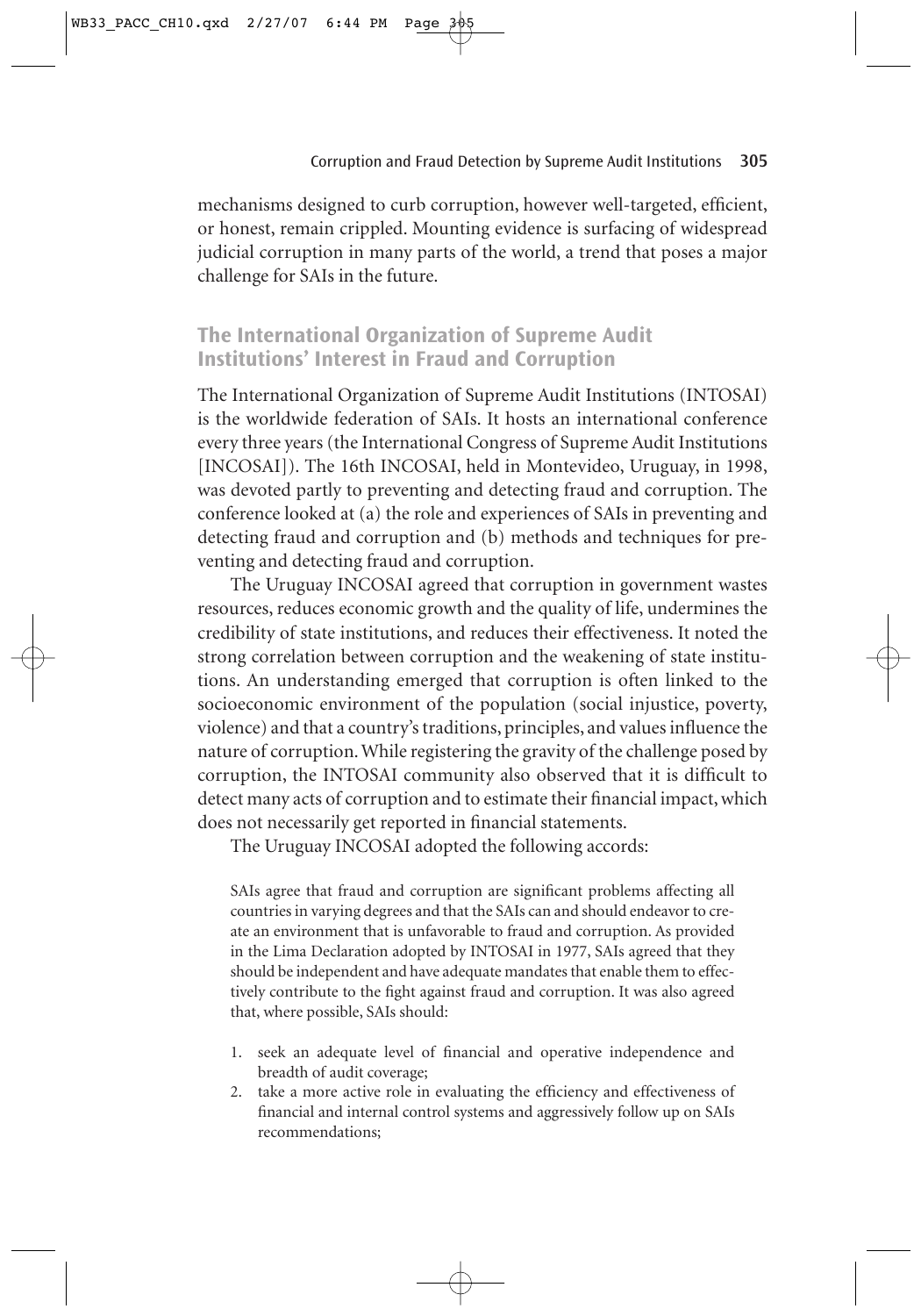mechanisms designed to curb corruption, however well-targeted, efficient, or honest, remain crippled. Mounting evidence is surfacing of widespread judicial corruption in many parts of the world, a trend that poses a major challenge for SAIs in the future.

## The International Organization of Supreme Audit Institutions' Interest in Fraud and Corruption

The International Organization of Supreme Audit Institutions (INTOSAI) is the worldwide federation of SAIs. It hosts an international conference every three years (the International Congress of Supreme Audit Institutions [INCOSAI]). The 16th INCOSAI, held in Montevideo, Uruguay, in 1998, was devoted partly to preventing and detecting fraud and corruption. The conference looked at (a) the role and experiences of SAIs in preventing and detecting fraud and corruption and (b) methods and techniques for preventing and detecting fraud and corruption.

The Uruguay INCOSAI agreed that corruption in government wastes resources, reduces economic growth and the quality of life, undermines the credibility of state institutions, and reduces their effectiveness. It noted the strong correlation between corruption and the weakening of state institutions. An understanding emerged that corruption is often linked to the socioeconomic environment of the population (social injustice, poverty, violence) and that a country's traditions, principles, and values influence the nature of corruption. While registering the gravity of the challenge posed by corruption, the INTOSAI community also observed that it is difficult to detect many acts of corruption and to estimate their financial impact, which does not necessarily get reported in financial statements.

The Uruguay INCOSAI adopted the following accords:

> SAIs agree that fraud and corruption are significant problems affecting all countries in varying degrees and that the SAIs can and should endeavor to create an environment that is unfavorable to fraud and corruption. As provided in the Lima Declaration adopted by INTOSAI in 1977, SAIs agreed that they should be independent and have adequate mandates that enable them to effectively contribute to the fight against fraud and corruption. It was also agreed that, where possible, SAIs should:
>
> 1. seek an adequate level of financial and operative independence and breadth of audit coverage;
> 2. take a more active role in evaluating the efficiency and effectiveness of financial and internal control systems and aggressively follow up on SAIs recommendations;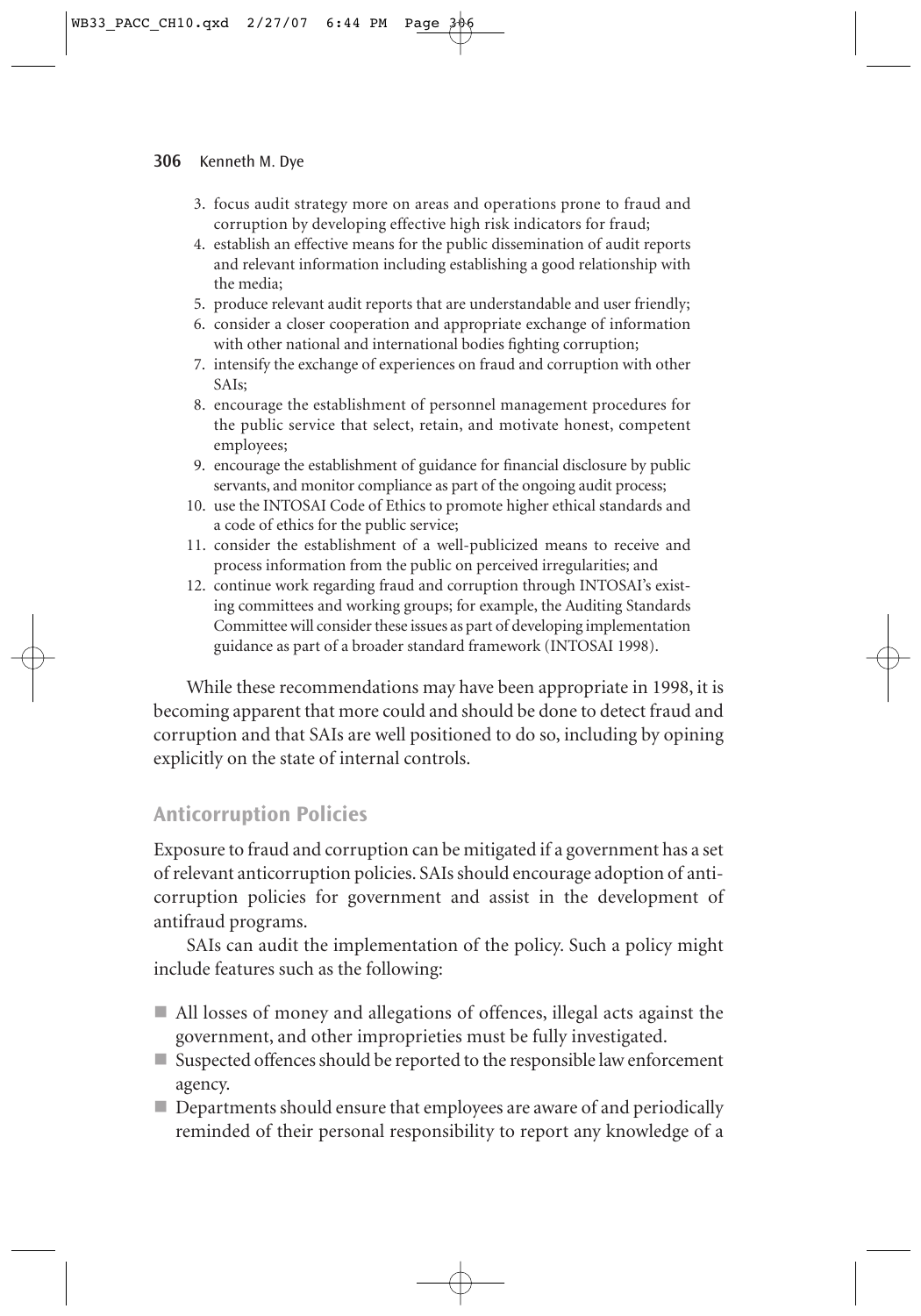3. focus audit strategy more on areas and operations prone to fraud and corruption by developing effective high risk indicators for fraud;
4. establish an effective means for the public dissemination of audit reports and relevant information including establishing a good relationship with the media;
5. produce relevant audit reports that are understandable and user friendly;
6. consider a closer cooperation and appropriate exchange of information with other national and international bodies fighting corruption;
7. intensify the exchange of experiences on fraud and corruption with other SAIs;
8. encourage the establishment of personnel management procedures for the public service that select, retain, and motivate honest, competent employees;
9. encourage the establishment of guidance for financial disclosure by public servants, and monitor compliance as part of the ongoing audit process;
10. use the INTOSAI Code of Ethics to promote higher ethical standards and a code of ethics for the public service;
11. consider the establishment of a well-publicized means to receive and process information from the public on perceived irregularities; and
12. continue work regarding fraud and corruption through INTOSAI's existing committees and working groups; for example, the Auditing Standards Committee will consider these issues as part of developing implementation guidance as part of a broader standard framework (INTOSAI 1998).

While these recommendations may have been appropriate in 1998, it is becoming apparent that more could and should be done to detect fraud and corruption and that SAIs are well positioned to do so, including by opining explicitly on the state of internal controls.

## Anticorruption Policies

Exposure to fraud and corruption can be mitigated if a government has a set of relevant anticorruption policies. SAIs should encourage adoption of anticorruption policies for government and assist in the development of antifraud programs.

SAIs can audit the implementation of the policy. Such a policy might include features such as the following:

- All losses of money and allegations of offences, illegal acts against the government, and other improprieties must be fully investigated.
- Suspected offences should be reported to the responsible law enforcement agency.
- Departments should ensure that employees are aware of and periodically reminded of their personal responsibility to report any knowledge of a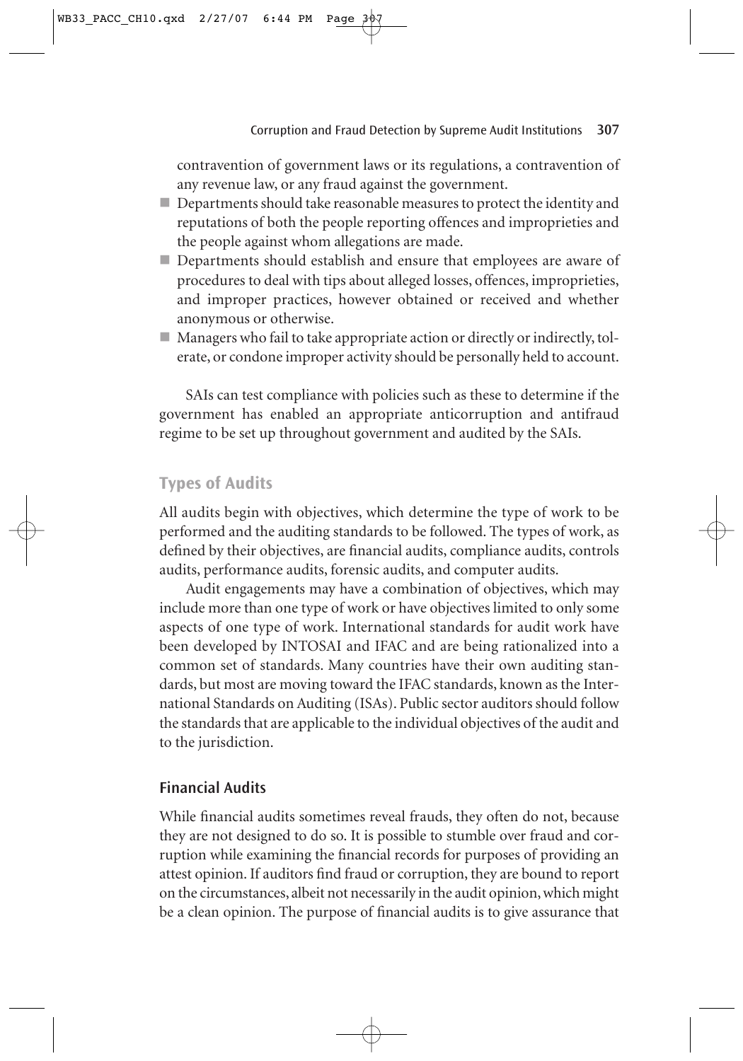contravention of government laws or its regulations, a contravention of any revenue law, or any fraud against the government.

- Departments should take reasonable measures to protect the identity and reputations of both the people reporting offences and improprieties and the people against whom allegations are made.
- Departments should establish and ensure that employees are aware of procedures to deal with tips about alleged losses, offences, improprieties, and improper practices, however obtained or received and whether anonymous or otherwise.
- Managers who fail to take appropriate action or directly or indirectly, tolerate, or condone improper activity should be personally held to account.

SAIs can test compliance with policies such as these to determine if the government has enabled an appropriate anticorruption and antifraud regime to be set up throughout government and audited by the SAIs.

## Types of Audits

All audits begin with objectives, which determine the type of work to be performed and the auditing standards to be followed. The types of work, as defined by their objectives, are financial audits, compliance audits, controls audits, performance audits, forensic audits, and computer audits.

Audit engagements may have a combination of objectives, which may include more than one type of work or have objectives limited to only some aspects of one type of work. International standards for audit work have been developed by INTOSAI and IFAC and are being rationalized into a common set of standards. Many countries have their own auditing standards, but most are moving toward the IFAC standards, known as the International Standards on Auditing (ISAs). Public sector auditors should follow the standards that are applicable to the individual objectives of the audit and to the jurisdiction.

### Financial Audits

While financial audits sometimes reveal frauds, they often do not, because they are not designed to do so. It is possible to stumble over fraud and corruption while examining the financial records for purposes of providing an attest opinion. If auditors find fraud or corruption, they are bound to report on the circumstances, albeit not necessarily in the audit opinion, which might be a clean opinion. The purpose of financial audits is to give assurance that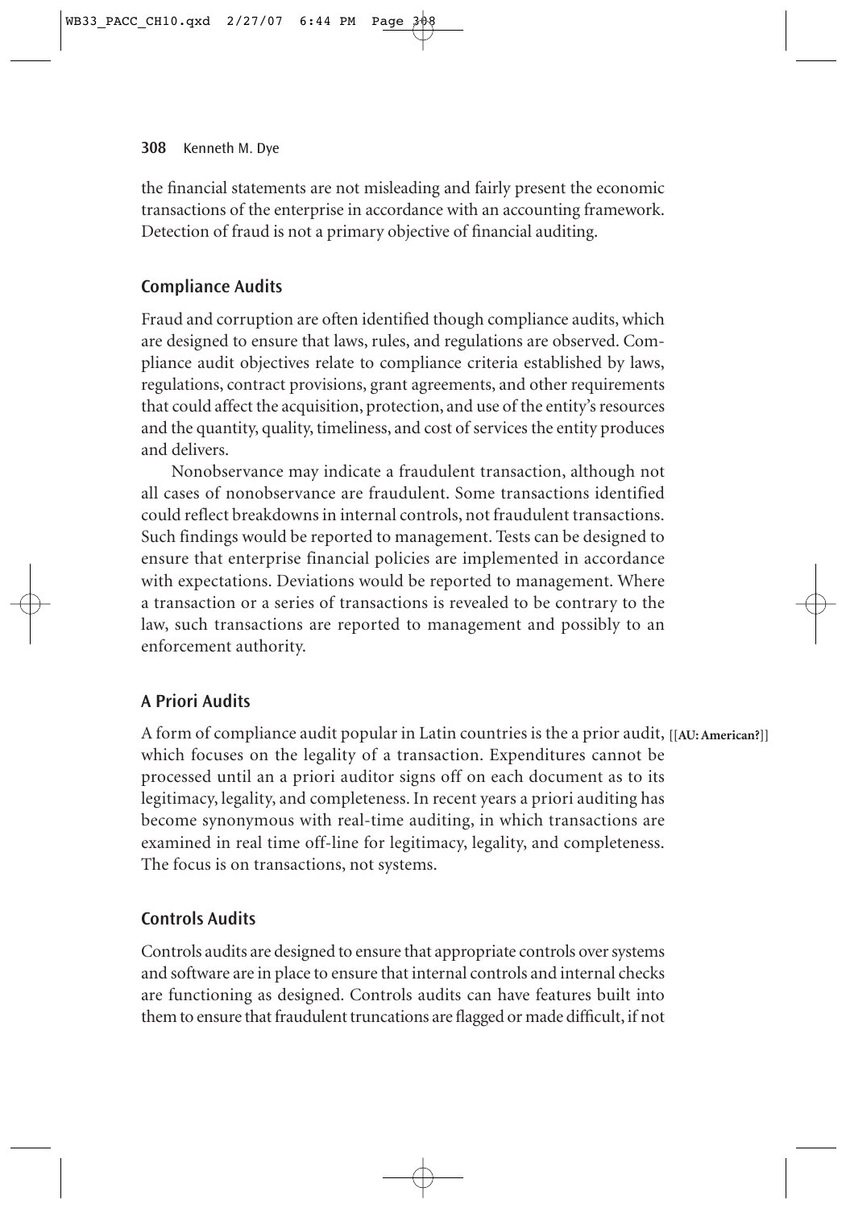the financial statements are not misleading and fairly present the economic transactions of the enterprise in accordance with an accounting framework. Detection of fraud is not a primary objective of financial auditing.

### Compliance Audits

Fraud and corruption are often identified though compliance audits, which are designed to ensure that laws, rules, and regulations are observed. Compliance audit objectives relate to compliance criteria established by laws, regulations, contract provisions, grant agreements, and other requirements that could affect the acquisition, protection, and use of the entity's resources and the quantity, quality, timeliness, and cost of services the entity produces and delivers.

Nonobservance may indicate a fraudulent transaction, although not all cases of nonobservance are fraudulent. Some transactions identified could reflect breakdowns in internal controls, not fraudulent transactions. Such findings would be reported to management. Tests can be designed to ensure that enterprise financial policies are implemented in accordance with expectations. Deviations would be reported to management. Where a transaction or a series of transactions is revealed to be contrary to the law, such transactions are reported to management and possibly to an enforcement authority.

### A Priori Audits

A form of compliance audit popular in Latin countries is the a prior audit, [[**AU: American?**]] which focuses on the legality of a transaction. Expenditures cannot be processed until an a priori auditor signs off on each document as to its legitimacy, legality, and completeness. In recent years a priori auditing has become synonymous with real-time auditing, in which transactions are examined in real time off-line for legitimacy, legality, and completeness. The focus is on transactions, not systems.

### Controls Audits

Controls audits are designed to ensure that appropriate controls over systems and software are in place to ensure that internal controls and internal checks are functioning as designed. Controls audits can have features built into them to ensure that fraudulent truncations are flagged or made difficult, if not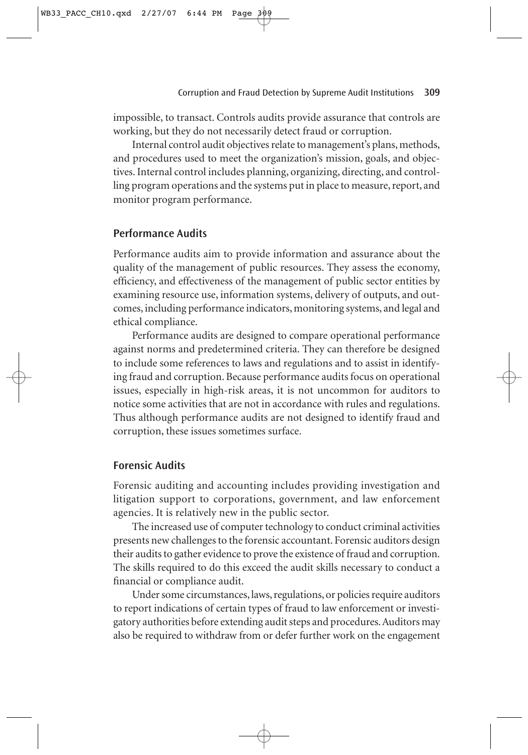impossible, to transact. Controls audits provide assurance that controls are working, but they do not necessarily detect fraud or corruption.

Internal control audit objectives relate to management's plans, methods, and procedures used to meet the organization's mission, goals, and objectives. Internal control includes planning, organizing, directing, and controlling program operations and the systems put in place to measure, report, and monitor program performance.

### Performance Audits

Performance audits aim to provide information and assurance about the quality of the management of public resources. They assess the economy, efficiency, and effectiveness of the management of public sector entities by examining resource use, information systems, delivery of outputs, and outcomes, including performance indicators, monitoring systems, and legal and ethical compliance.

Performance audits are designed to compare operational performance against norms and predetermined criteria. They can therefore be designed to include some references to laws and regulations and to assist in identifying fraud and corruption. Because performance audits focus on operational issues, especially in high-risk areas, it is not uncommon for auditors to notice some activities that are not in accordance with rules and regulations. Thus although performance audits are not designed to identify fraud and corruption, these issues sometimes surface.

### Forensic Audits

Forensic auditing and accounting includes providing investigation and litigation support to corporations, government, and law enforcement agencies. It is relatively new in the public sector.

The increased use of computer technology to conduct criminal activities presents new challenges to the forensic accountant. Forensic auditors design their audits to gather evidence to prove the existence of fraud and corruption. The skills required to do this exceed the audit skills necessary to conduct a financial or compliance audit.

Under some circumstances, laws, regulations, or policies require auditors to report indications of certain types of fraud to law enforcement or investigatory authorities before extending audit steps and procedures. Auditors may also be required to withdraw from or defer further work on the engagement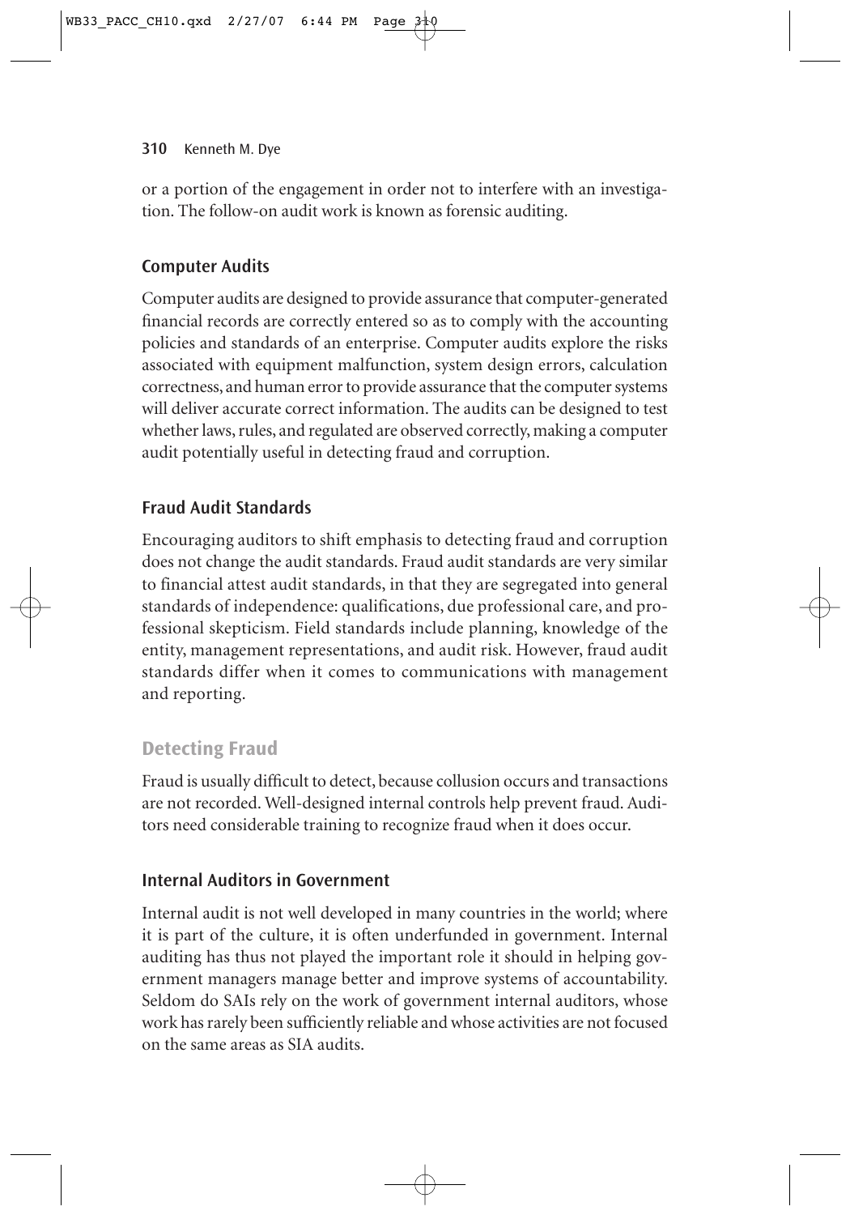or a portion of the engagement in order not to interfere with an investigation. The follow-on audit work is known as forensic auditing.

### Computer Audits

Computer audits are designed to provide assurance that computer-generated financial records are correctly entered so as to comply with the accounting policies and standards of an enterprise. Computer audits explore the risks associated with equipment malfunction, system design errors, calculation correctness, and human error to provide assurance that the computer systems will deliver accurate correct information. The audits can be designed to test whether laws, rules, and regulated are observed correctly, making a computer audit potentially useful in detecting fraud and corruption.

### Fraud Audit Standards

Encouraging auditors to shift emphasis to detecting fraud and corruption does not change the audit standards. Fraud audit standards are very similar to financial attest audit standards, in that they are segregated into general standards of independence: qualifications, due professional care, and professional skepticism. Field standards include planning, knowledge of the entity, management representations, and audit risk. However, fraud audit standards differ when it comes to communications with management and reporting.

## Detecting Fraud

Fraud is usually difficult to detect, because collusion occurs and transactions are not recorded. Well-designed internal controls help prevent fraud. Auditors need considerable training to recognize fraud when it does occur.

### Internal Auditors in Government

Internal audit is not well developed in many countries in the world; where it is part of the culture, it is often underfunded in government. Internal auditing has thus not played the important role it should in helping government managers manage better and improve systems of accountability. Seldom do SAIs rely on the work of government internal auditors, whose work has rarely been sufficiently reliable and whose activities are not focused on the same areas as SIA audits.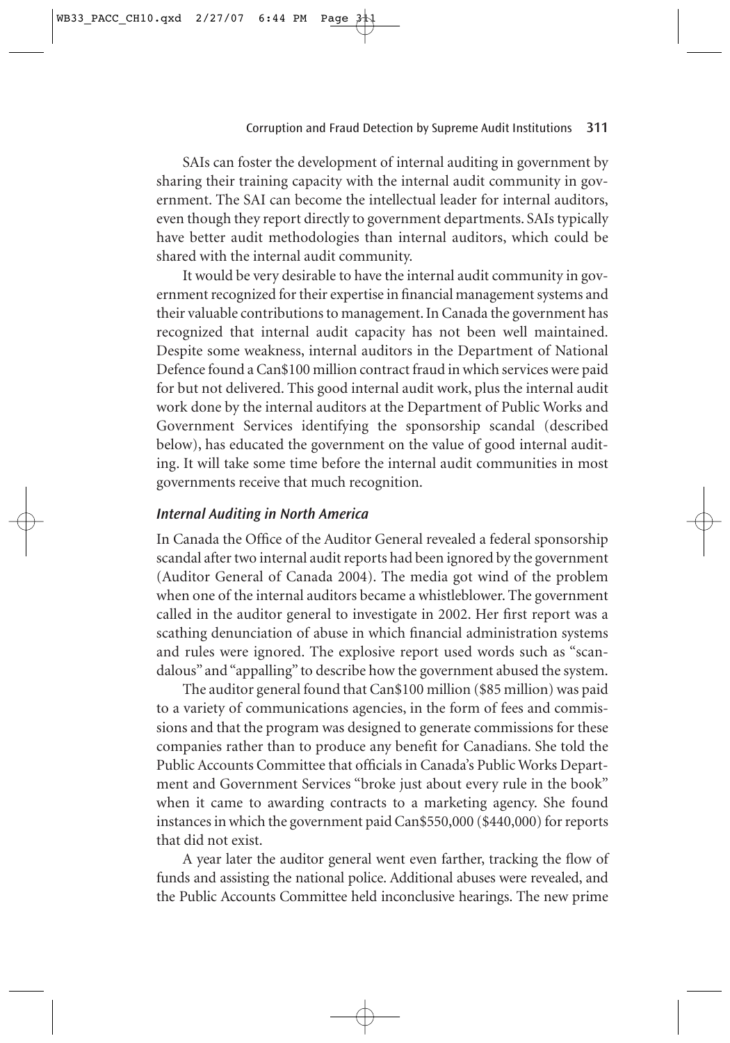SAIs can foster the development of internal auditing in government by sharing their training capacity with the internal audit community in government. The SAI can become the intellectual leader for internal auditors, even though they report directly to government departments. SAIs typically have better audit methodologies than internal auditors, which could be shared with the internal audit community.

It would be very desirable to have the internal audit community in government recognized for their expertise in financial management systems and their valuable contributions to management. In Canada the government has recognized that internal audit capacity has not been well maintained. Despite some weakness, internal auditors in the Department of National Defence found a Can$100 million contract fraud in which services were paid for but not delivered. This good internal audit work, plus the internal audit work done by the internal auditors at the Department of Public Works and Government Services identifying the sponsorship scandal (described below), has educated the government on the value of good internal auditing. It will take some time before the internal audit communities in most governments receive that much recognition.

### *Internal Auditing in North America*

In Canada the Office of the Auditor General revealed a federal sponsorship scandal after two internal audit reports had been ignored by the government (Auditor General of Canada 2004). The media got wind of the problem when one of the internal auditors became a whistleblower. The government called in the auditor general to investigate in 2002. Her first report was a scathing denunciation of abuse in which financial administration systems and rules were ignored. The explosive report used words such as "scandalous" and "appalling" to describe how the government abused the system.

The auditor general found that Can$100 million ($85 million) was paid to a variety of communications agencies, in the form of fees and commissions and that the program was designed to generate commissions for these companies rather than to produce any benefit for Canadians. She told the Public Accounts Committee that officials in Canada's Public Works Department and Government Services "broke just about every rule in the book" when it came to awarding contracts to a marketing agency. She found instances in which the government paid Can$550,000 ($440,000) for reports that did not exist.

A year later the auditor general went even farther, tracking the flow of funds and assisting the national police. Additional abuses were revealed, and the Public Accounts Committee held inconclusive hearings. The new prime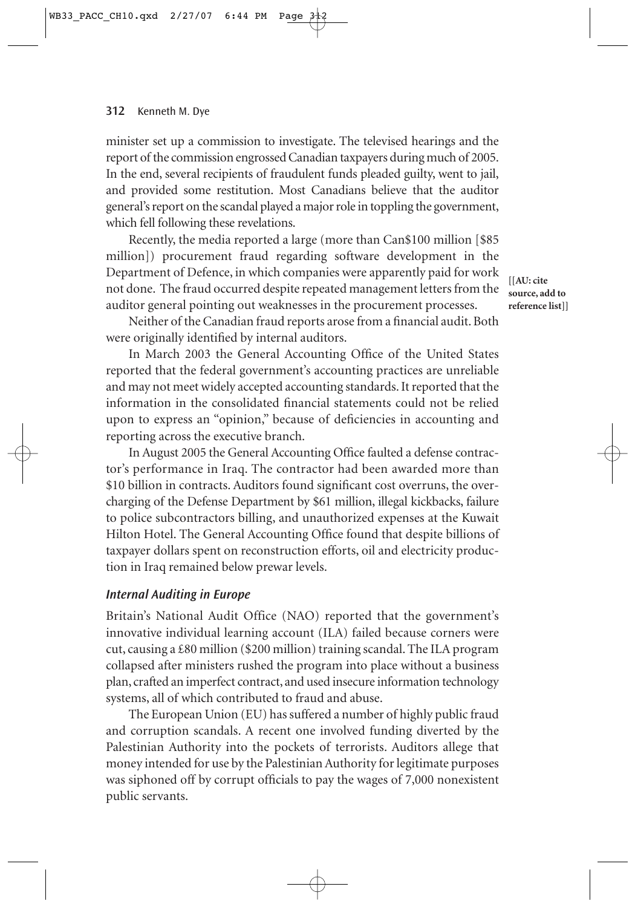minister set up a commission to investigate. The televised hearings and the report of the commission engrossed Canadian taxpayers during much of 2005. In the end, several recipients of fraudulent funds pleaded guilty, went to jail, and provided some restitution. Most Canadians believe that the auditor general's report on the scandal played a major role in toppling the government, which fell following these revelations.

Recently, the media reported a large (more than Can$100 million [$85 million]) procurement fraud regarding software development in the Department of Defence, in which companies were apparently paid for work not done. The fraud occurred despite repeated management letters from the auditor general pointing out weaknesses in the procurement processes. [[AU: cite source, add to reference list]]

Neither of the Canadian fraud reports arose from a financial audit. Both were originally identified by internal auditors.

In March 2003 the General Accounting Office of the United States reported that the federal government's accounting practices are unreliable and may not meet widely accepted accounting standards. It reported that the information in the consolidated financial statements could not be relied upon to express an "opinion," because of deficiencies in accounting and reporting across the executive branch.

In August 2005 the General Accounting Office faulted a defense contractor's performance in Iraq. The contractor had been awarded more than $10 billion in contracts. Auditors found significant cost overruns, the overcharging of the Defense Department by $61 million, illegal kickbacks, failure to police subcontractors billing, and unauthorized expenses at the Kuwait Hilton Hotel. The General Accounting Office found that despite billions of taxpayer dollars spent on reconstruction efforts, oil and electricity production in Iraq remained below prewar levels.

### *Internal Auditing in Europe*

Britain's National Audit Office (NAO) reported that the government's innovative individual learning account (ILA) failed because corners were cut, causing a £80 million ($200 million) training scandal. The ILA program collapsed after ministers rushed the program into place without a business plan, crafted an imperfect contract, and used insecure information technology systems, all of which contributed to fraud and abuse.

The European Union (EU) has suffered a number of highly public fraud and corruption scandals. A recent one involved funding diverted by the Palestinian Authority into the pockets of terrorists. Auditors allege that money intended for use by the Palestinian Authority for legitimate purposes was siphoned off by corrupt officials to pay the wages of 7,000 nonexistent public servants.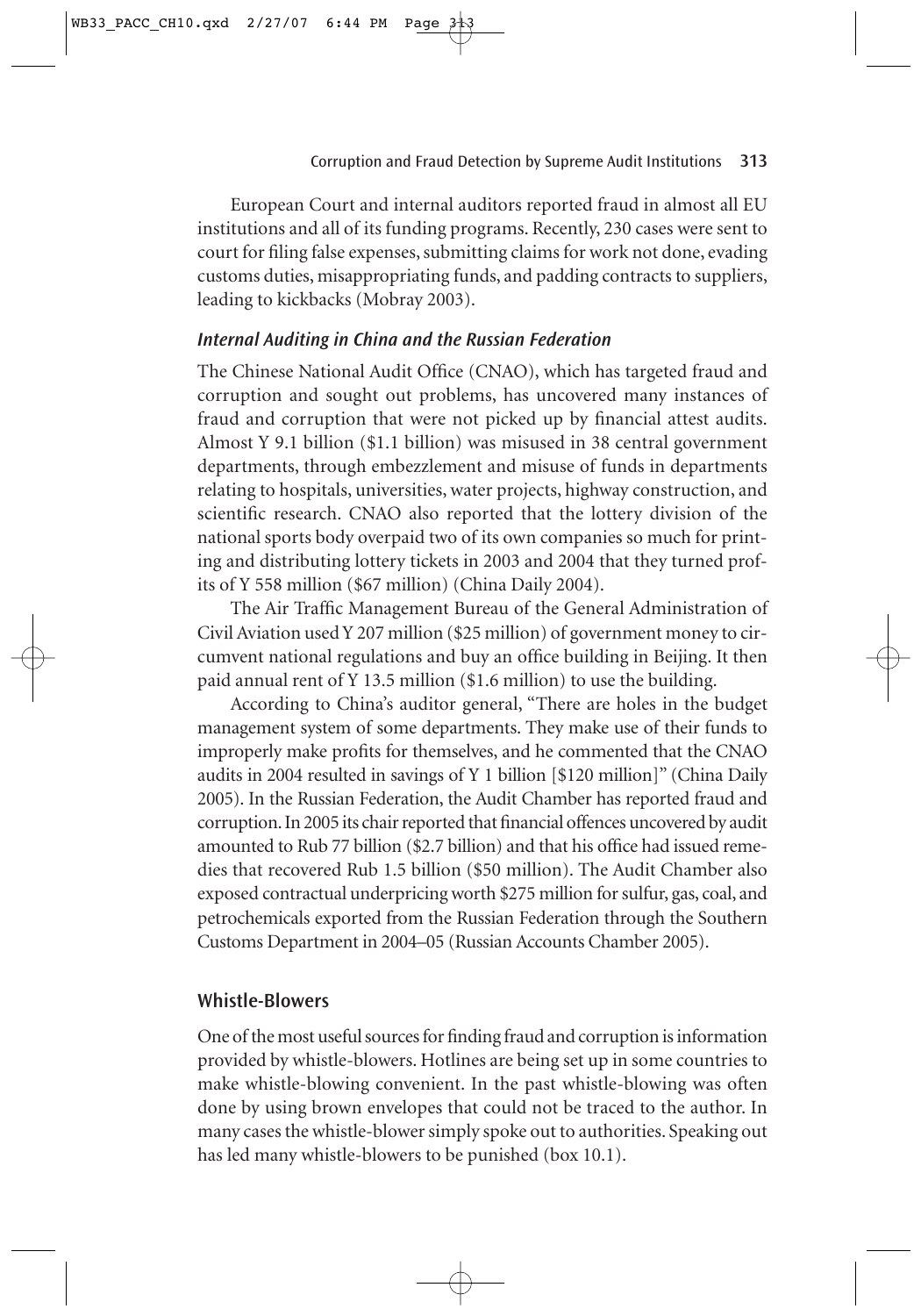European Court and internal auditors reported fraud in almost all EU institutions and all of its funding programs. Recently, 230 cases were sent to court for filing false expenses, submitting claims for work not done, evading customs duties, misappropriating funds, and padding contracts to suppliers, leading to kickbacks (Mobray 2003).

### *Internal Auditing in China and the Russian Federation*

The Chinese National Audit Office (CNAO), which has targeted fraud and corruption and sought out problems, has uncovered many instances of fraud and corruption that were not picked up by financial attest audits. Almost Y 9.1 billion (\$1.1 billion) was misused in 38 central government departments, through embezzlement and misuse of funds in departments relating to hospitals, universities, water projects, highway construction, and scientific research. CNAO also reported that the lottery division of the national sports body overpaid two of its own companies so much for printing and distributing lottery tickets in 2003 and 2004 that they turned profits of Y 558 million (\$67 million) (China Daily 2004).

The Air Traffic Management Bureau of the General Administration of Civil Aviation used Y 207 million (\$25 million) of government money to circumvent national regulations and buy an office building in Beijing. It then paid annual rent of Y 13.5 million (\$1.6 million) to use the building.

According to China's auditor general, "There are holes in the budget management system of some departments. They make use of their funds to improperly make profits for themselves, and he commented that the CNAO audits in 2004 resulted in savings of Y 1 billion [\$120 million]" (China Daily 2005). In the Russian Federation, the Audit Chamber has reported fraud and corruption. In 2005 its chair reported that financial offences uncovered by audit amounted to Rub 77 billion (\$2.7 billion) and that his office had issued remedies that recovered Rub 1.5 billion (\$50 million). The Audit Chamber also exposed contractual underpricing worth \$275 million for sulfur, gas, coal, and petrochemicals exported from the Russian Federation through the Southern Customs Department in 2004–05 (Russian Accounts Chamber 2005).

## Whistle-Blowers

One of the most useful sources for finding fraud and corruption is information provided by whistle-blowers. Hotlines are being set up in some countries to make whistle-blowing convenient. In the past whistle-blowing was often done by using brown envelopes that could not be traced to the author. In many cases the whistle-blower simply spoke out to authorities. Speaking out has led many whistle-blowers to be punished (box 10.1).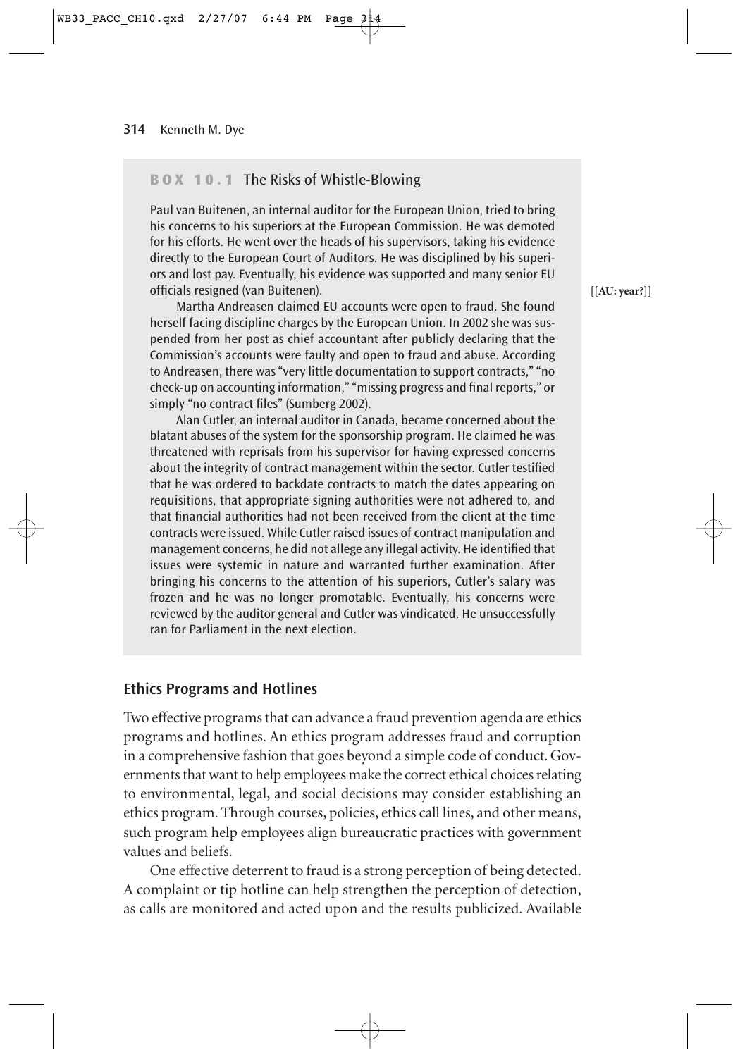**BOX 10.1** The Risks of Whistle-Blowing

Paul van Buitenen, an internal auditor for the European Union, tried to bring his concerns to his superiors at the European Commission. He was demoted for his efforts. He went over the heads of his supervisors, taking his evidence directly to the European Court of Auditors. He was disciplined by his superiors and lost pay. Eventually, his evidence was supported and many senior EU officials resigned (van Buitenen).

[[AU: year?]]

Martha Andreasen claimed EU accounts were open to fraud. She found herself facing discipline charges by the European Union. In 2002 she was suspended from her post as chief accountant after publicly declaring that the Commission's accounts were faulty and open to fraud and abuse. According to Andreasen, there was "very little documentation to support contracts," "no check-up on accounting information," "missing progress and final reports," or simply "no contract files" (Sumberg 2002).

Alan Cutler, an internal auditor in Canada, became concerned about the blatant abuses of the system for the sponsorship program. He claimed he was threatened with reprisals from his supervisor for having expressed concerns about the integrity of contract management within the sector. Cutler testified that he was ordered to backdate contracts to match the dates appearing on requisitions, that appropriate signing authorities were not adhered to, and that financial authorities had not been received from the client at the time contracts were issued. While Cutler raised issues of contract manipulation and management concerns, he did not allege any illegal activity. He identified that issues were systemic in nature and warranted further examination. After bringing his concerns to the attention of his superiors, Cutler's salary was frozen and he was no longer promotable. Eventually, his concerns were reviewed by the auditor general and Cutler was vindicated. He unsuccessfully ran for Parliament in the next election.

## Ethics Programs and Hotlines

Two effective programs that can advance a fraud prevention agenda are ethics programs and hotlines. An ethics program addresses fraud and corruption in a comprehensive fashion that goes beyond a simple code of conduct. Governments that want to help employees make the correct ethical choices relating to environmental, legal, and social decisions may consider establishing an ethics program. Through courses, policies, ethics call lines, and other means, such program help employees align bureaucratic practices with government values and beliefs.

One effective deterrent to fraud is a strong perception of being detected. A complaint or tip hotline can help strengthen the perception of detection, as calls are monitored and acted upon and the results publicized. Available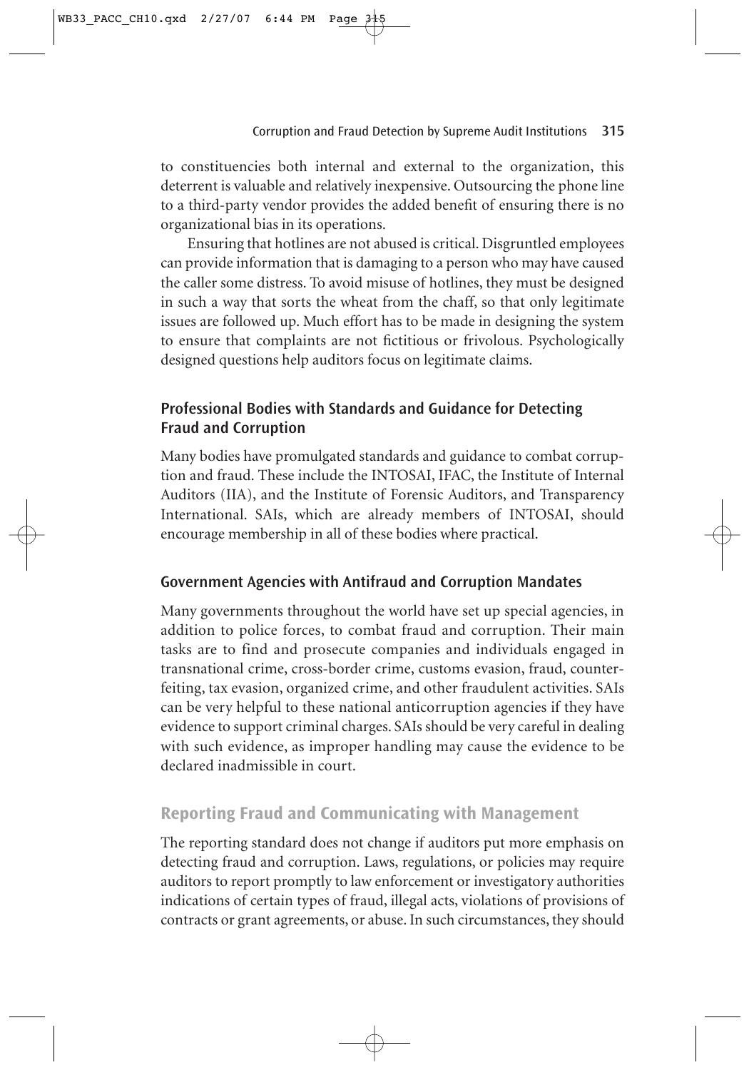to constituencies both internal and external to the organization, this deterrent is valuable and relatively inexpensive. Outsourcing the phone line to a third-party vendor provides the added benefit of ensuring there is no organizational bias in its operations.

Ensuring that hotlines are not abused is critical. Disgruntled employees can provide information that is damaging to a person who may have caused the caller some distress. To avoid misuse of hotlines, they must be designed in such a way that sorts the wheat from the chaff, so that only legitimate issues are followed up. Much effort has to be made in designing the system to ensure that complaints are not fictitious or frivolous. Psychologically designed questions help auditors focus on legitimate claims.

### Professional Bodies with Standards and Guidance for Detecting Fraud and Corruption

Many bodies have promulgated standards and guidance to combat corruption and fraud. These include the INTOSAI, IFAC, the Institute of Internal Auditors (IIA), and the Institute of Forensic Auditors, and Transparency International. SAIs, which are already members of INTOSAI, should encourage membership in all of these bodies where practical.

### Government Agencies with Antifraud and Corruption Mandates

Many governments throughout the world have set up special agencies, in addition to police forces, to combat fraud and corruption. Their main tasks are to find and prosecute companies and individuals engaged in transnational crime, cross-border crime, customs evasion, fraud, counterfeiting, tax evasion, organized crime, and other fraudulent activities. SAIs can be very helpful to these national anticorruption agencies if they have evidence to support criminal charges. SAIs should be very careful in dealing with such evidence, as improper handling may cause the evidence to be declared inadmissible in court.

## Reporting Fraud and Communicating with Management

The reporting standard does not change if auditors put more emphasis on detecting fraud and corruption. Laws, regulations, or policies may require auditors to report promptly to law enforcement or investigatory authorities indications of certain types of fraud, illegal acts, violations of provisions of contracts or grant agreements, or abuse. In such circumstances, they should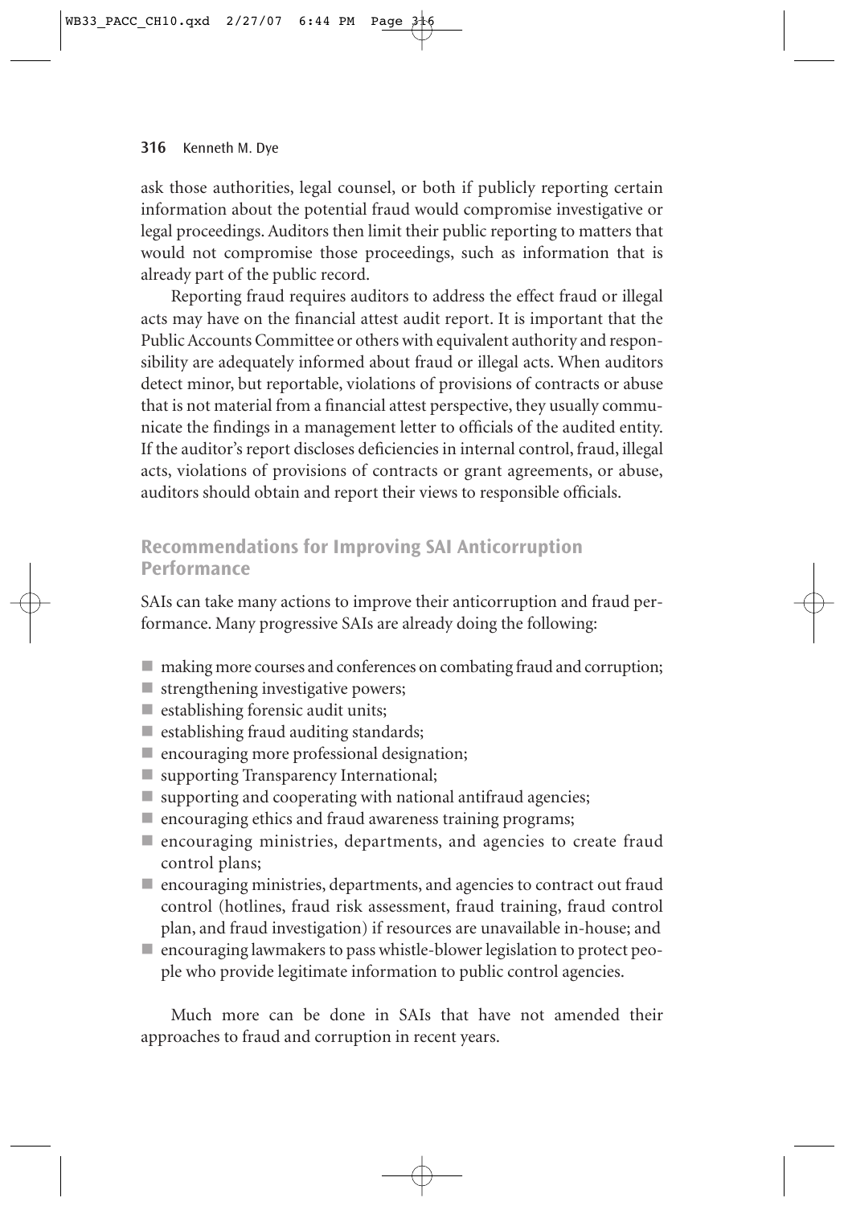ask those authorities, legal counsel, or both if publicly reporting certain information about the potential fraud would compromise investigative or legal proceedings. Auditors then limit their public reporting to matters that would not compromise those proceedings, such as information that is already part of the public record.

Reporting fraud requires auditors to address the effect fraud or illegal acts may have on the financial attest audit report. It is important that the Public Accounts Committee or others with equivalent authority and responsibility are adequately informed about fraud or illegal acts. When auditors detect minor, but reportable, violations of provisions of contracts or abuse that is not material from a financial attest perspective, they usually communicate the findings in a management letter to officials of the audited entity. If the auditor's report discloses deficiencies in internal control, fraud, illegal acts, violations of provisions of contracts or grant agreements, or abuse, auditors should obtain and report their views to responsible officials.

## Recommendations for Improving SAI Anticorruption Performance

SAIs can take many actions to improve their anticorruption and fraud performance. Many progressive SAIs are already doing the following:

- making more courses and conferences on combating fraud and corruption;
- strengthening investigative powers;
- establishing forensic audit units;
- establishing fraud auditing standards;
- encouraging more professional designation;
- supporting Transparency International;
- supporting and cooperating with national antifraud agencies;
- encouraging ethics and fraud awareness training programs;
- encouraging ministries, departments, and agencies to create fraud control plans;
- encouraging ministries, departments, and agencies to contract out fraud control (hotlines, fraud risk assessment, fraud training, fraud control plan, and fraud investigation) if resources are unavailable in-house; and
- encouraging lawmakers to pass whistle-blower legislation to protect people who provide legitimate information to public control agencies.

Much more can be done in SAIs that have not amended their approaches to fraud and corruption in recent years.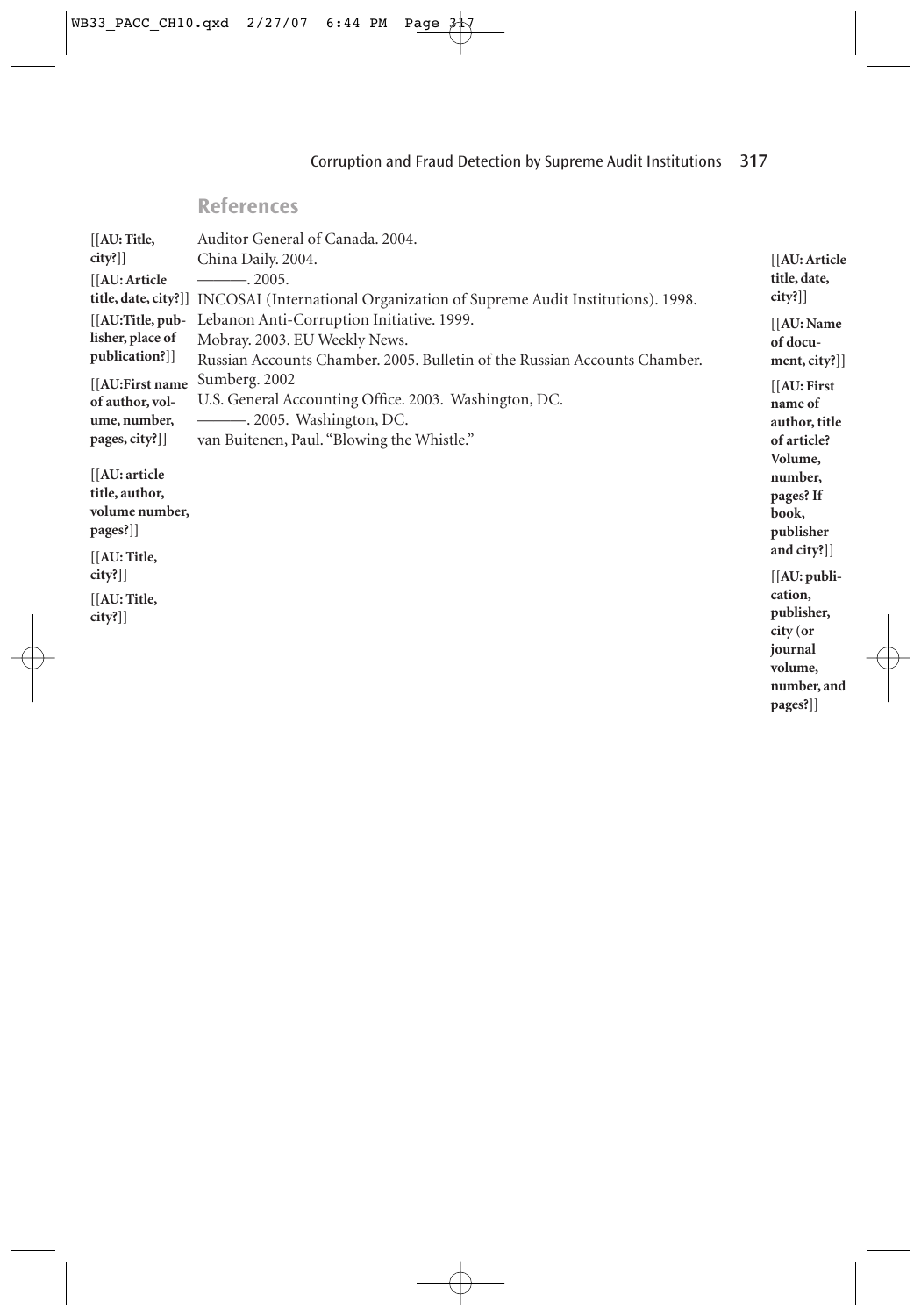## References

[[AU: Title, city?]] Auditor General of Canada. 2004.

[[AU: Article title, date, city?]] China Daily. 2004.

[[AU: Article title, date, city?]] ———. 2005.

[[AU: Name of document, city?]] INCOSAI (International Organization of Supreme Audit Institutions). 1998.

[[AU: Title, publisher, place of publication?]] Lebanon Anti-Corruption Initiative. 1999.

[[AU: First name of author, title of article? Volume, number, pages? If book, publisher and city?]] Mobray. 2003. EU Weekly News.

Russian Accounts Chamber. 2005. Bulletin of the Russian Accounts Chamber.

[[AU: First name of author, volume, number, pages, city?]] Sumberg. 2002

[[AU: Title, city?]] U.S. General Accounting Office. 2003. Washington, DC.

[[AU: Title, city?]] ———. 2005. Washington, DC.

[[AU: article title, author, volume number, pages?]] [[AU: publication, publisher, city (or journal volume, number, and pages?]] van Buitenen, Paul. "Blowing the Whistle."